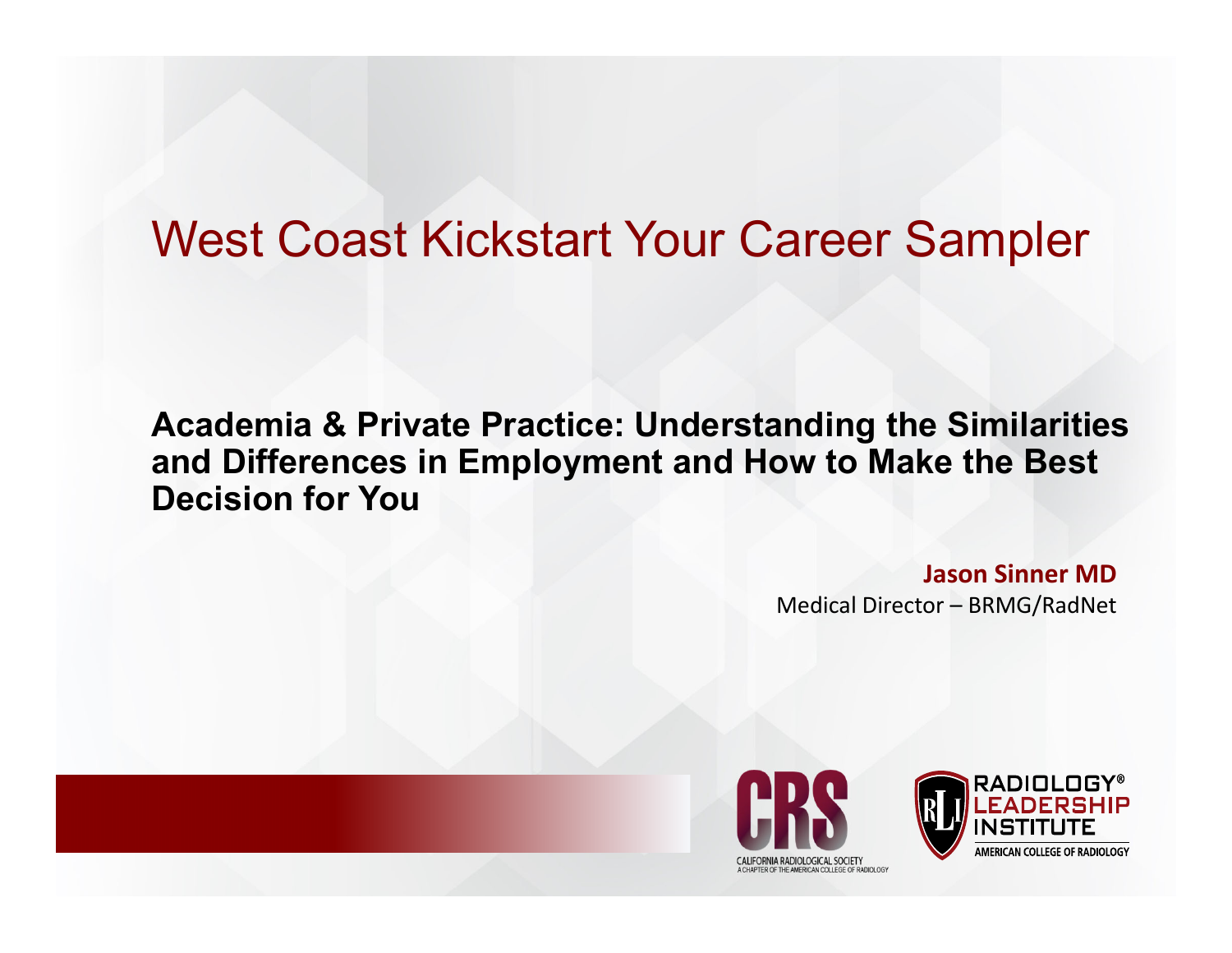# West Coast Kickstart Your Career Sampler

## Academia & Private Practice: Understanding the Similarities and Differences in Employment and How to Make the Best Decision for You

**Jason Sinner MD**
Medical Director – BRMG/RadNet

CRS
CALIFORNIA RADIOLOGICAL SOCIETY
A CHAPTER OF THE AMERICAN COLLEGE OF RADIOLOGY

RADIOLOGY® LEADERSHIP INSTITUTE
AMERICAN COLLEGE OF RADIOLOGY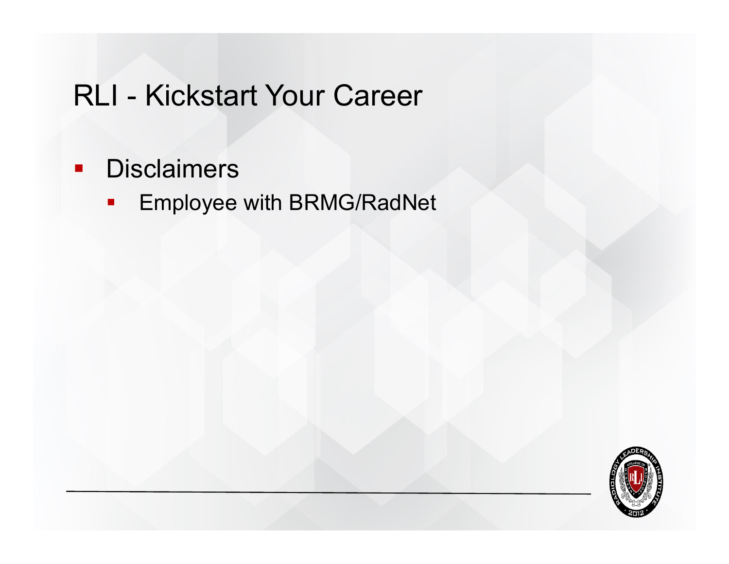# RLI - Kickstart Your Career

- Disclaimers
  - Employee with BRMG/RadNet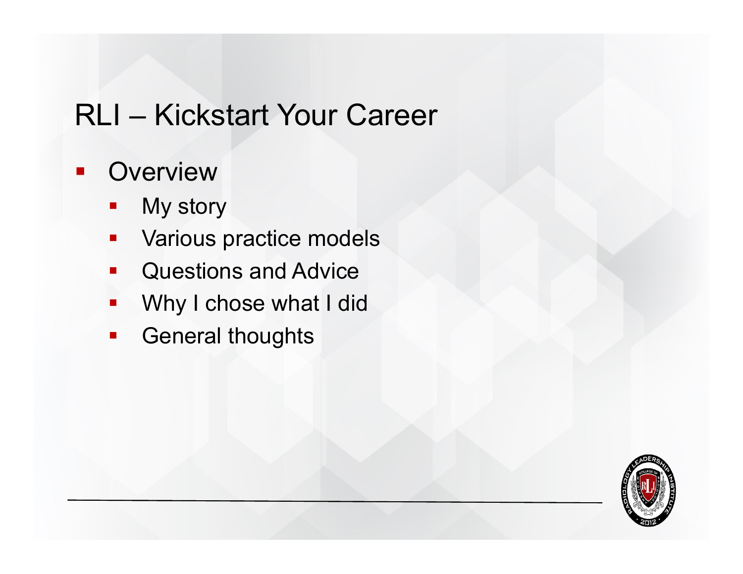# RLI – Kickstart Your Career

- Overview
  - My story
  - Various practice models
  - Questions and Advice
  - Why I chose what I did
  - General thoughts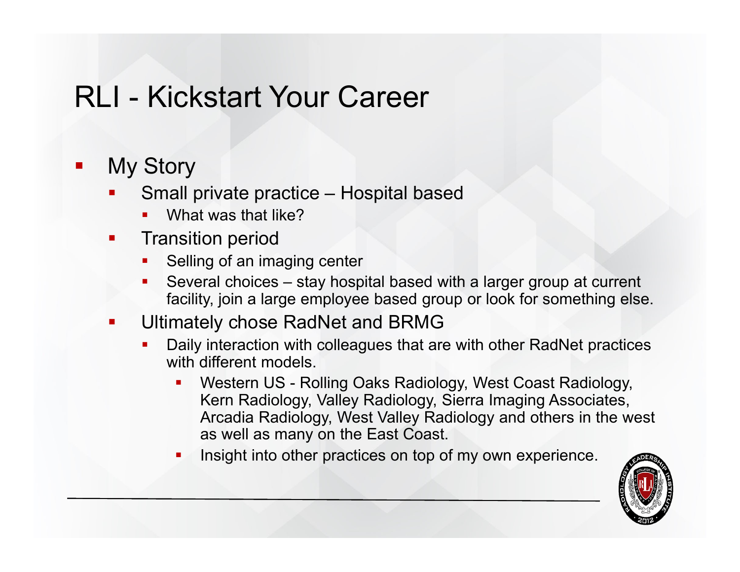# RLI - Kickstart Your Career

- My Story
  - Small private practice – Hospital based
    - What was that like?
  - Transition period
    - Selling of an imaging center
    - Several choices – stay hospital based with a larger group at current facility, join a large employee based group or look for something else.
  - Ultimately chose RadNet and BRMG
    - Daily interaction with colleagues that are with other RadNet practices with different models.
      - Western US - Rolling Oaks Radiology, West Coast Radiology, Kern Radiology, Valley Radiology, Sierra Imaging Associates, Arcadia Radiology, West Valley Radiology and others in the west as well as many on the East Coast.
      - Insight into other practices on top of my own experience.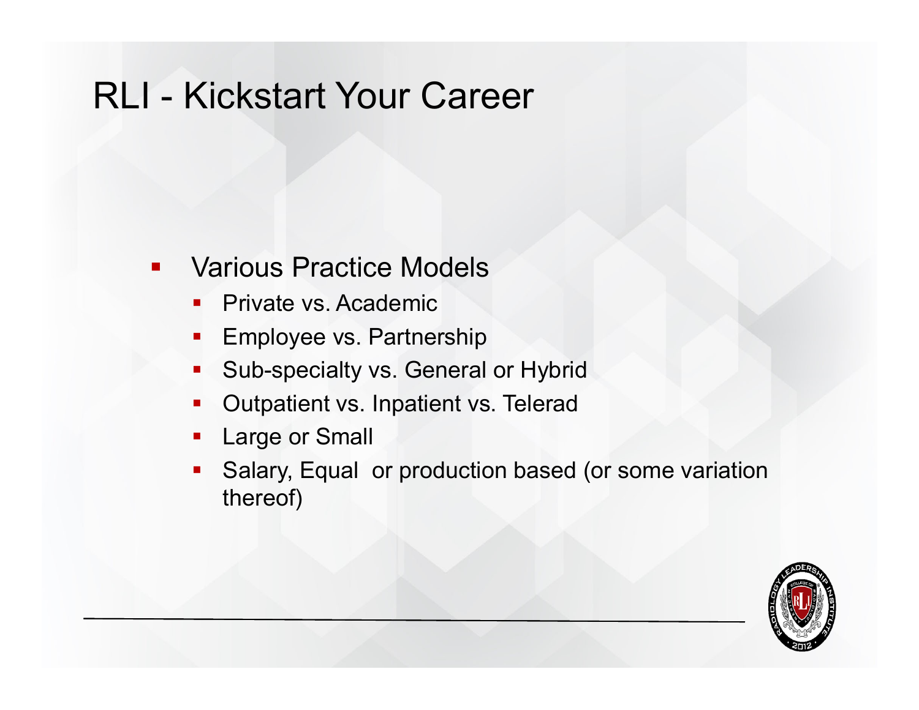# RLI - Kickstart Your Career

- Various Practice Models
  - Private vs. Academic
  - Employee vs. Partnership
  - Sub-specialty vs. General or Hybrid
  - Outpatient vs. Inpatient vs. Telerad
  - Large or Small
  - Salary, Equal  or production based (or some variation thereof)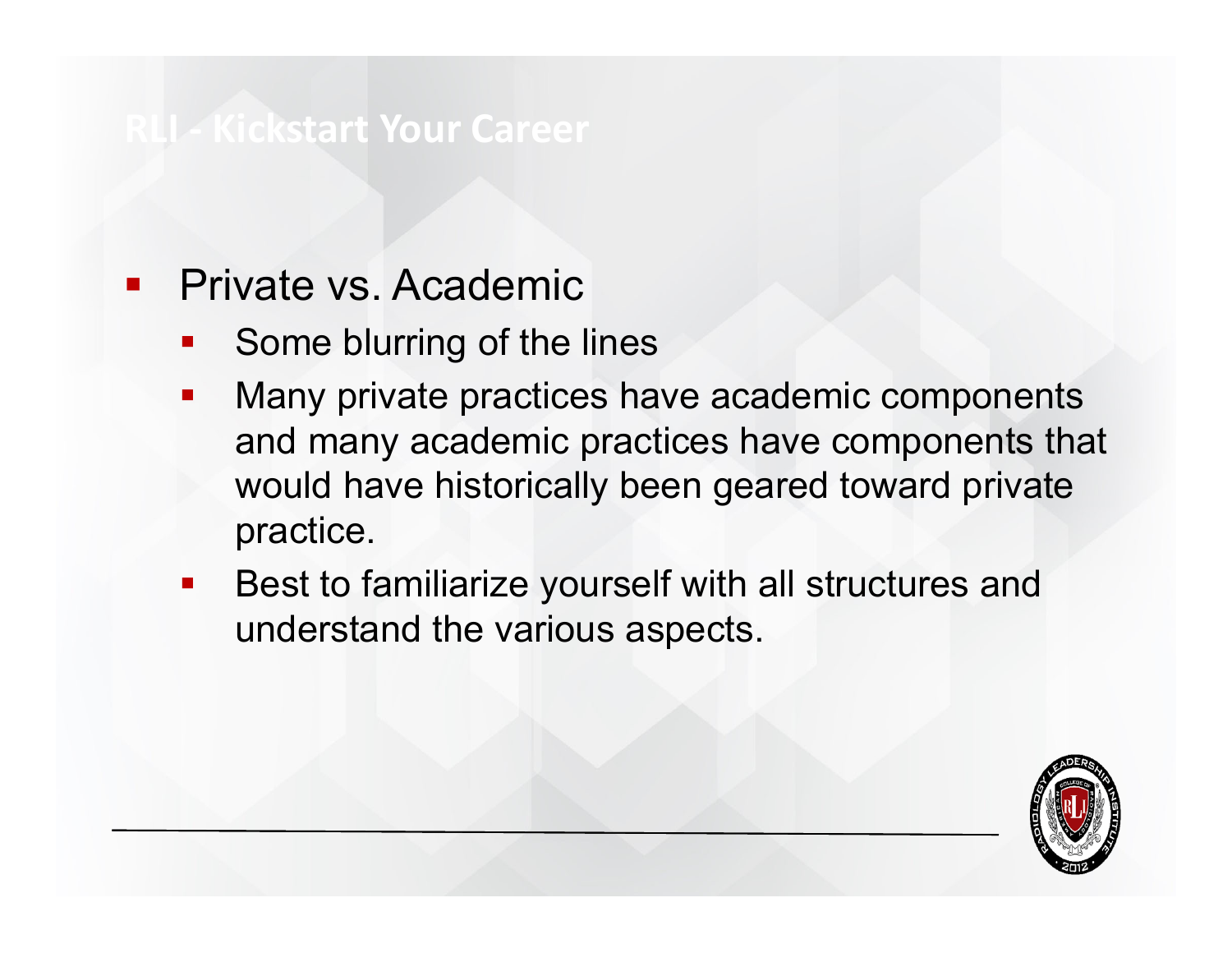- Private vs. Academic
  - Some blurring of the lines
  - Many private practices have academic components and many academic practices have components that would have historically been geared toward private practice.
  - Best to familiarize yourself with all structures and understand the various aspects.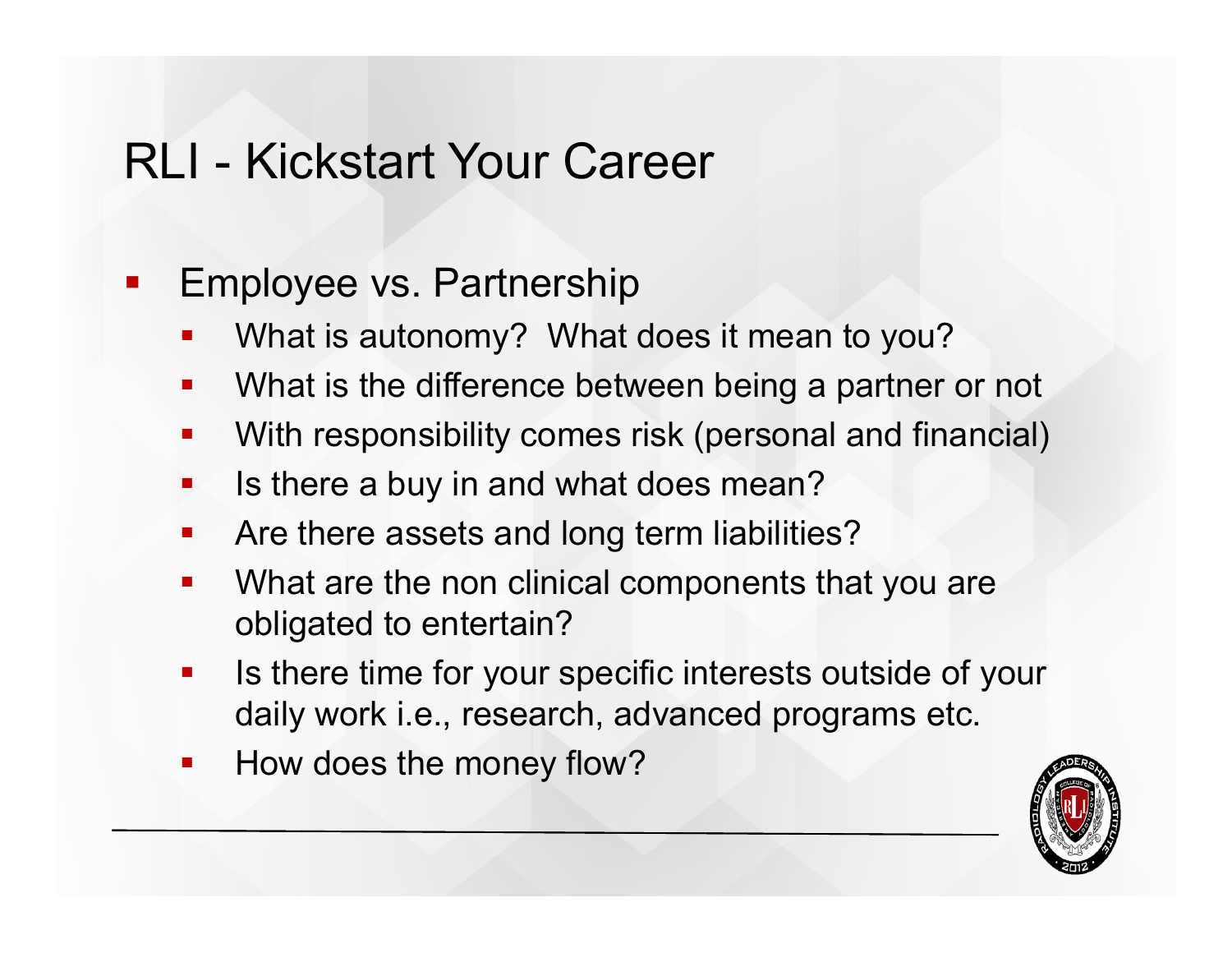# RLI - Kickstart Your Career

- Employee vs. Partnership
  - What is autonomy? What does it mean to you?
  - What is the difference between being a partner or not
  - With responsibility comes risk (personal and financial)
  - Is there a buy in and what does mean?
  - Are there assets and long term liabilities?
  - What are the non clinical components that you are obligated to entertain?
  - Is there time for your specific interests outside of your daily work i.e., research, advanced programs etc.
  - How does the money flow?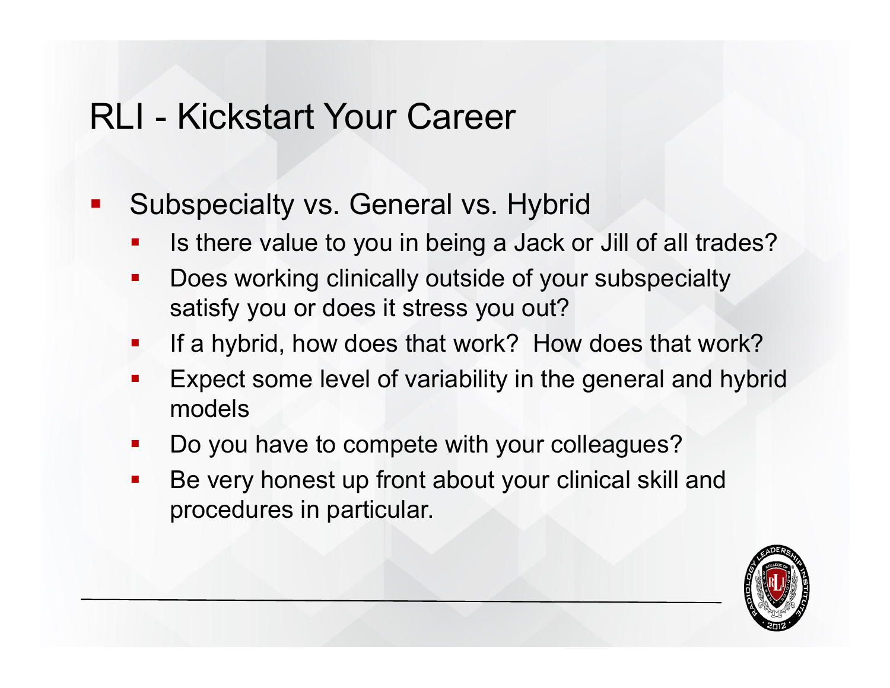# RLI - Kickstart Your Career

- Subspecialty vs. General vs. Hybrid
  - Is there value to you in being a Jack or Jill of all trades?
  - Does working clinically outside of your subspecialty satisfy you or does it stress you out?
  - If a hybrid, how does that work? How does that work?
  - Expect some level of variability in the general and hybrid models
  - Do you have to compete with your colleagues?
  - Be very honest up front about your clinical skill and procedures in particular.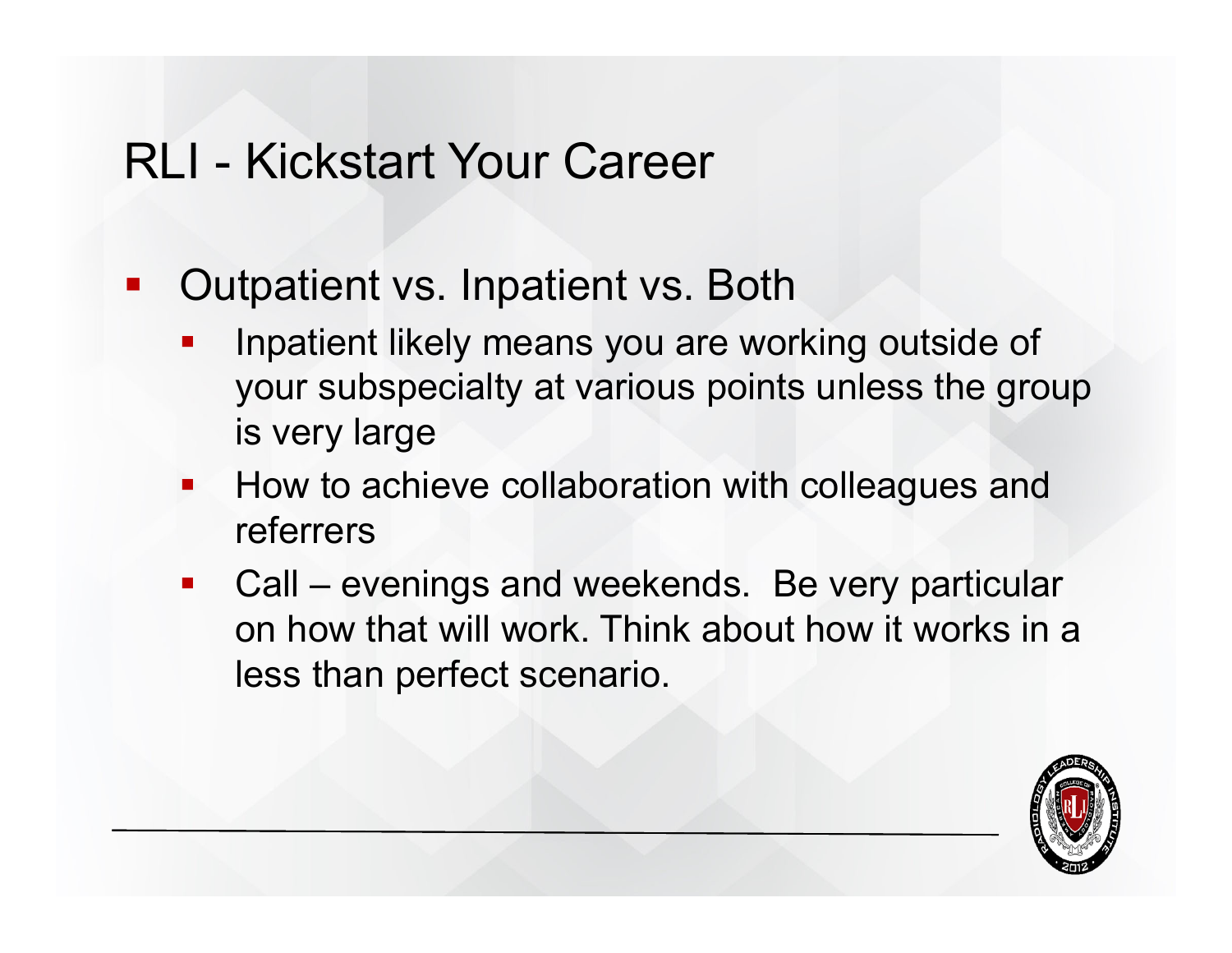# RLI - Kickstart Your Career

- Outpatient vs. Inpatient vs. Both
  - Inpatient likely means you are working outside of your subspecialty at various points unless the group is very large
  - How to achieve collaboration with colleagues and referrers
  - Call – evenings and weekends. Be very particular on how that will work. Think about how it works in a less than perfect scenario.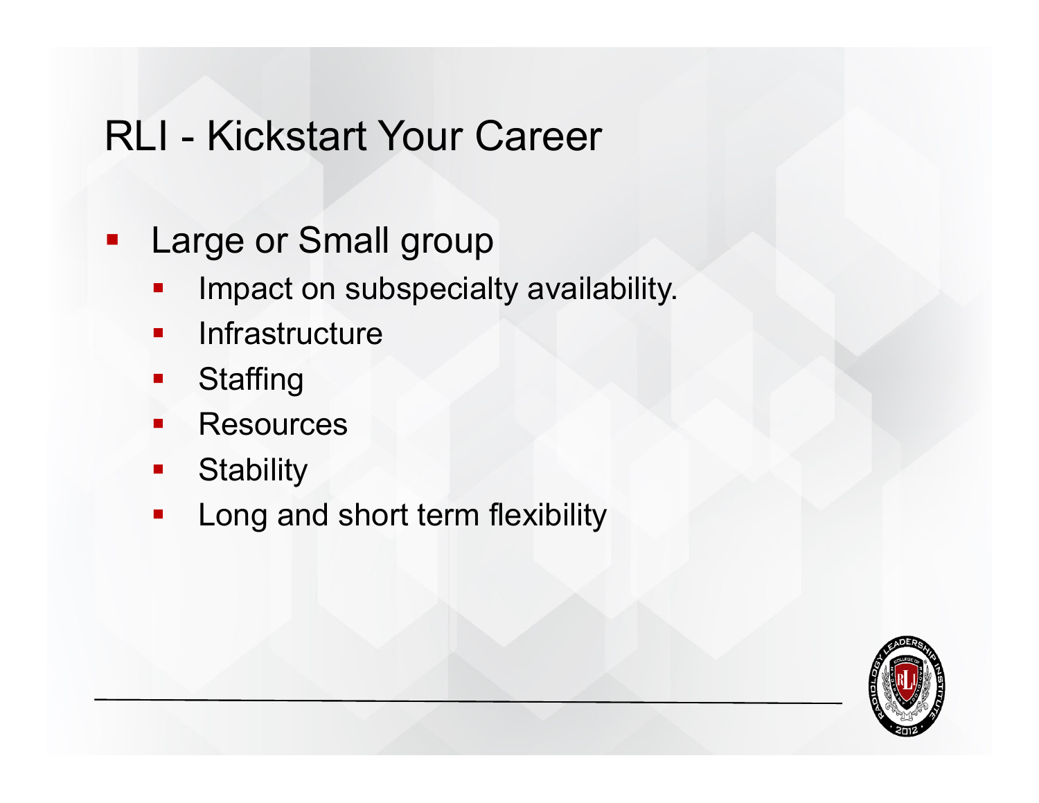# RLI - Kickstart Your Career

- Large or Small group
  - Impact on subspecialty availability.
  - Infrastructure
  - Staffing
  - Resources
  - Stability
  - Long and short term flexibility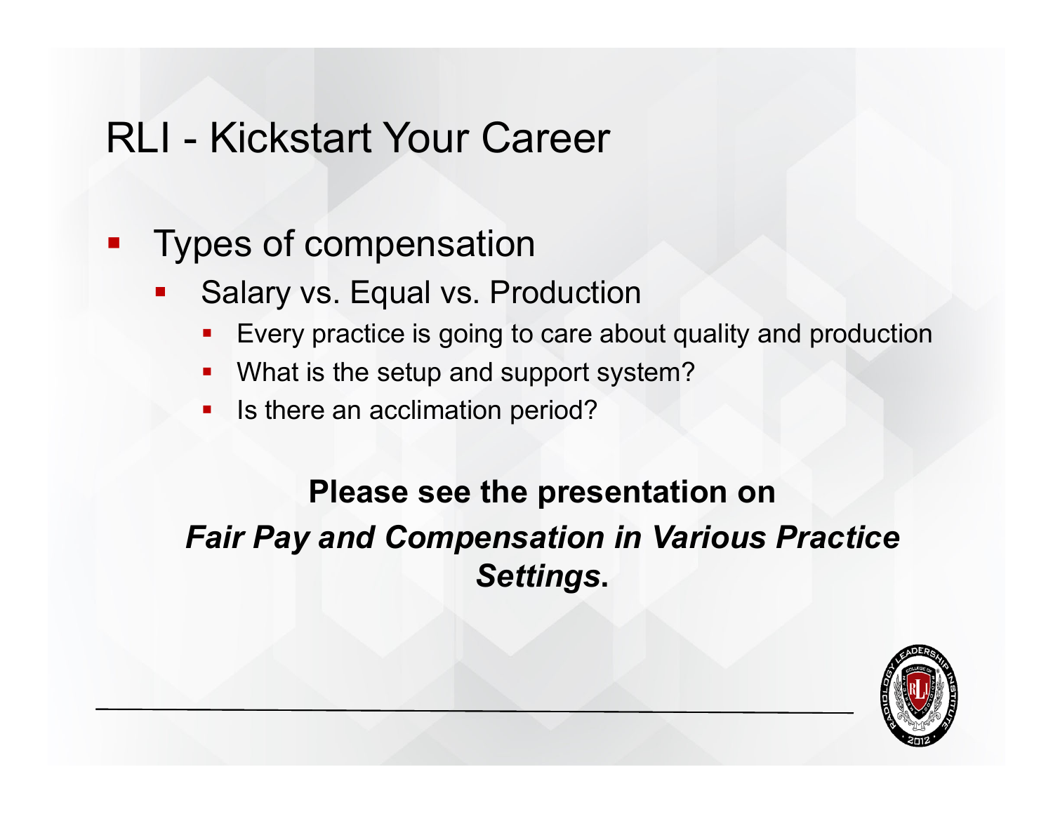# RLI - Kickstart Your Career

- Types of compensation
  - Salary vs. Equal vs. Production
    - Every practice is going to care about quality and production
    - What is the setup and support system?
    - Is there an acclimation period?

**Please see the presentation on *Fair Pay and Compensation in Various Practice Settings*.**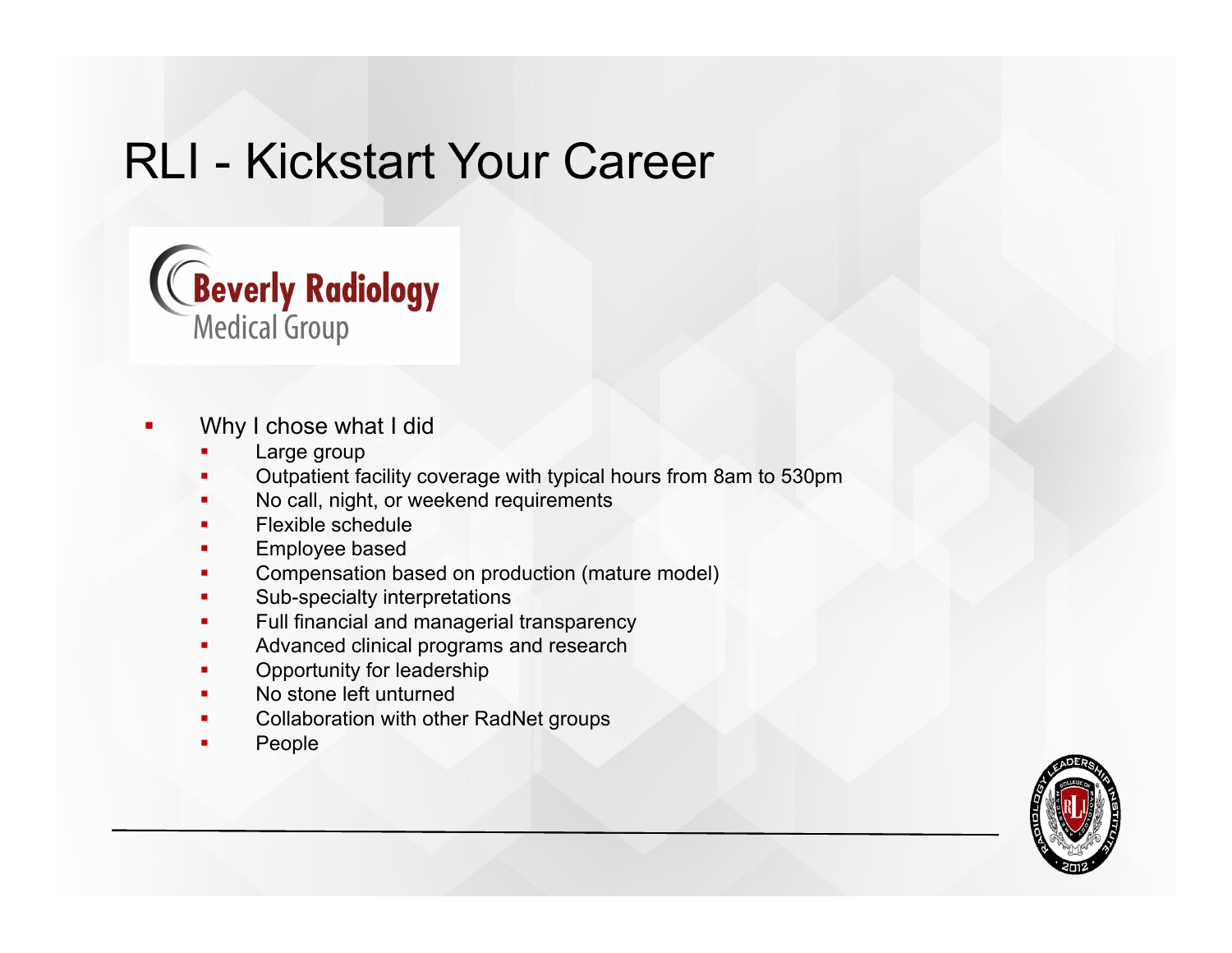# RLI - Kickstart Your Career

Beverly Radiology
Medical Group

- Why I chose what I did
  - Large group
  - Outpatient facility coverage with typical hours from 8am to 530pm
  - No call, night, or weekend requirements
  - Flexible schedule
  - Employee based
  - Compensation based on production (mature model)
  - Sub-specialty interpretations
  - Full financial and managerial transparency
  - Advanced clinical programs and research
  - Opportunity for leadership
  - No stone left unturned
  - Collaboration with other RadNet groups
  - People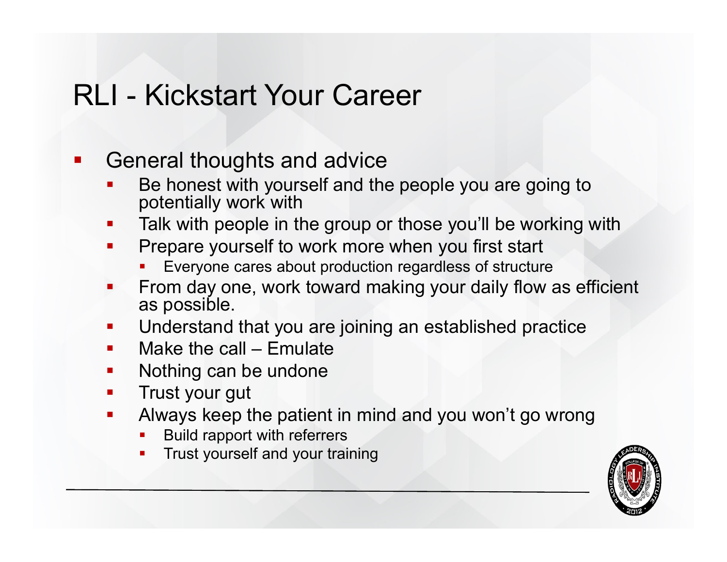# RLI - Kickstart Your Career

- General thoughts and advice
  - Be honest with yourself and the people you are going to potentially work with
  - Talk with people in the group or those you'll be working with
  - Prepare yourself to work more when you first start
    - Everyone cares about production regardless of structure
  - From day one, work toward making your daily flow as efficient as possible.
  - Understand that you are joining an established practice
  - Make the call – Emulate
  - Nothing can be undone
  - Trust your gut
  - Always keep the patient in mind and you won't go wrong
    - Build rapport with referrers
    - Trust yourself and your training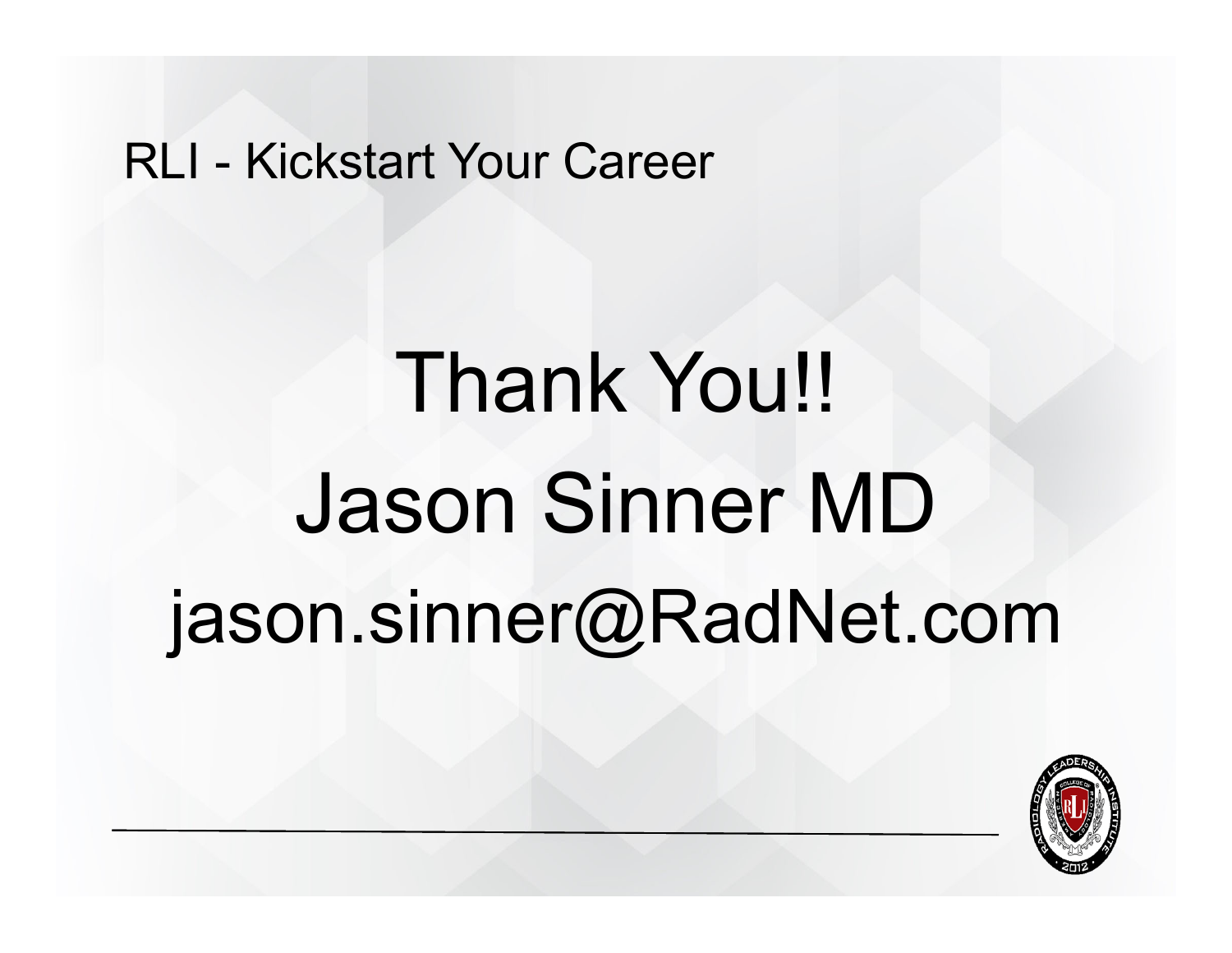RLI - Kickstart Your Career

# Thank You!!

# Jason Sinner MD

# jason.sinner@RadNet.com